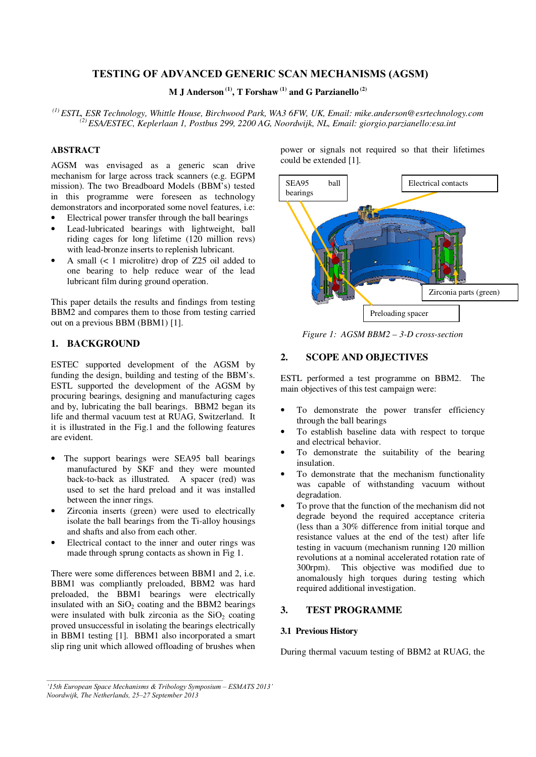# TESTING OF ADVANCED GENERIC SCAN MECHANISMS (AGSM)

**M J Anderson [(1)], T Forshaw [(1)] and G Parzianello [(2)]**

*[(1)] ESTL, ESR Technology, Whittle House, Birchwood Park, WA3 6FW, UK, Email: mike.anderson@esrtechnology.com*
*[(2)] ESA/ESTEC, Keplerlaan 1, Postbus 299, 2200 AG, Noordwijk, NL, Email: giorgio.parzianello:esa.int*

## ABSTRACT

AGSM was envisaged as a generic scan drive mechanism for large across track scanners (e.g. EGPM mission). The two Breadboard Models (BBM's) tested in this programme were foreseen as technology demonstrators and incorporated some novel features, i.e:

- Electrical power transfer through the ball bearings
- Lead-lubricated bearings with lightweight, ball riding cages for long lifetime (120 million revs) with lead-bronze inserts to replenish lubricant.
- A small (< 1 microlitre) drop of Z25 oil added to one bearing to help reduce wear of the lead lubricant film during ground operation.

This paper details the results and findings from testing BBM2 and compares them to those from testing carried out on a previous BBM (BBM1) [1].

## 1. BACKGROUND

ESTEC supported development of the AGSM by funding the design, building and testing of the BBM's. ESTL supported the development of the AGSM by procuring bearings, designing and manufacturing cages and by, lubricating the ball bearings. BBM2 began its life and thermal vacuum test at RUAG, Switzerland. It it is illustrated in the Fig.1 and the following features are evident.

- The support bearings were SEA95 ball bearings manufactured by SKF and they were mounted back-to-back as illustrated. A spacer (red) was used to set the hard preload and it was installed between the inner rings.
- Zirconia inserts (green) were used to electrically isolate the ball bearings from the Ti-alloy housings and shafts and also from each other.
- Electrical contact to the inner and outer rings was made through sprung contacts as shown in Fig 1.

There were some differences between BBM1 and 2, i.e. BBM1 was compliantly preloaded, BBM2 was hard preloaded, the BBM1 bearings were electrically insulated with an $SiO_2$ coating and the BBM2 bearings were insulated with bulk zirconia as the $SiO_2$ coating proved unsuccessful in isolating the bearings electrically in BBM1 testing [1]. BBM1 also incorporated a smart slip ring unit which allowed offloading of brushes when power or signals not required so that their lifetimes could be extended [1].

*Figure 1: AGSM BBM2 – 3-D cross-section*

## 2. SCOPE AND OBJECTIVES

ESTL performed a test programme on BBM2. The main objectives of this test campaign were:

- To demonstrate the power transfer efficiency through the ball bearings
- To establish baseline data with respect to torque and electrical behavior.
- To demonstrate the suitability of the bearing insulation.
- To demonstrate that the mechanism functionality was capable of withstanding vacuum without degradation.
- To prove that the function of the mechanism did not degrade beyond the required acceptance criteria (less than a 30% difference from initial torque and resistance values at the end of the test) after life testing in vacuum (mechanism running 120 million revolutions at a nominal accelerated rotation rate of 300rpm). This objective was modified due to anomalously high torques during testing which required additional investigation.

## 3. TEST PROGRAMME

### 3.1 Previous History

During thermal vacuum testing of BBM2 at RUAG, the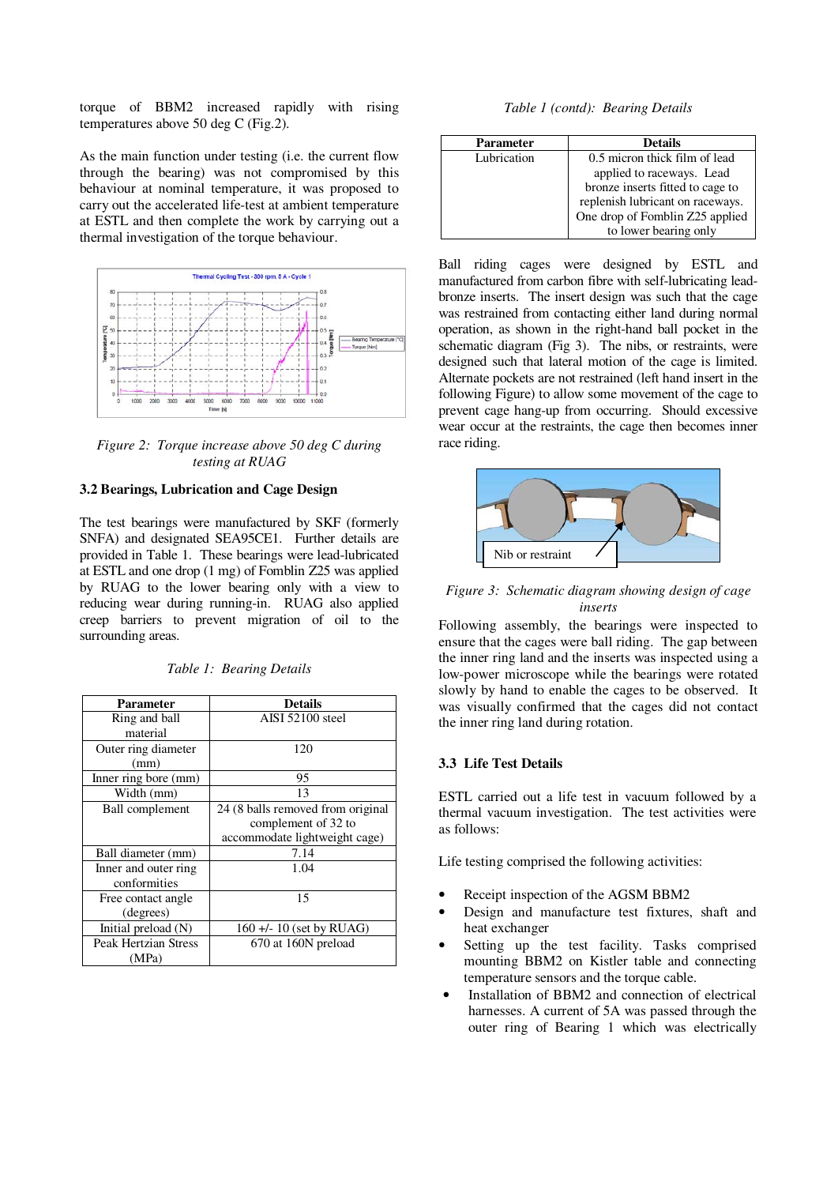torque of BBM2 increased rapidly with rising temperatures above 50 deg C (Fig.2).

As the main function under testing (i.e. the current flow through the bearing) was not compromised by this behaviour at nominal temperature, it was proposed to carry out the accelerated life-test at ambient temperature at ESTL and then complete the work by carrying out a thermal investigation of the torque behaviour.

*Figure 2: Torque increase above 50 deg C during testing at RUAG*

### 3.2 Bearings, Lubrication and Cage Design

The test bearings were manufactured by SKF (formerly SNFA) and designated SEA95CE1. Further details are provided in Table 1. These bearings were lead-lubricated at ESTL and one drop (1 mg) of Fomblin Z25 was applied by RUAG to the lower bearing only with a view to reducing wear during running-in. RUAG also applied creep barriers to prevent migration of oil to the surrounding areas.

*Table 1: Bearing Details*

| Parameter | Details |
|---|---|
| Ring and ball material | AISI 52100 steel |
| Outer ring diameter (mm) | 120 |
| Inner ring bore (mm) | 95 |
| Width (mm) | 13 |
| Ball complement | 24 (8 balls removed from original complement of 32 to accommodate lightweight cage) |
| Ball diameter (mm) | 7.14 |
| Inner and outer ring conformities | 1.04 |
| Free contact angle (degrees) | 15 |
| Initial preload (N) | 160 +/- 10 (set by RUAG) |
| Peak Hertzian Stress (MPa) | 670 at 160N preload |

*Table 1 (contd): Bearing Details*

| Parameter | Details |
|---|---|
| Lubrication | 0.5 micron thick film of lead applied to raceways. Lead bronze inserts fitted to cage to replenish lubricant on raceways. One drop of Fomblin Z25 applied to lower bearing only |

Ball riding cages were designed by ESTL and manufactured from carbon fibre with self-lubricating lead-bronze inserts. The insert design was such that the cage was restrained from contacting either land during normal operation, as shown in the right-hand ball pocket in the schematic diagram (Fig 3). The nibs, or restraints, were designed such that lateral motion of the cage is limited. Alternate pockets are not restrained (left hand insert in the following Figure) to allow some movement of the cage to prevent cage hang-up from occurring. Should excessive wear occur at the restraints, the cage then becomes inner race riding.

*Figure 3: Schematic diagram showing design of cage inserts*

Following assembly, the bearings were inspected to ensure that the cages were ball riding. The gap between the inner ring land and the inserts was inspected using a low-power microscope while the bearings were rotated slowly by hand to enable the cages to be observed. It was visually confirmed that the cages did not contact the inner ring land during rotation.

### 3.3 Life Test Details

ESTL carried out a life test in vacuum followed by a thermal vacuum investigation. The test activities were as follows:

Life testing comprised the following activities:

- Receipt inspection of the AGSM BBM2
- Design and manufacture test fixtures, shaft and heat exchanger
- Setting up the test facility. Tasks comprised mounting BBM2 on Kistler table and connecting temperature sensors and the torque cable.
- Installation of BBM2 and connection of electrical harnesses. A current of 5A was passed through the outer ring of Bearing 1 which was electrically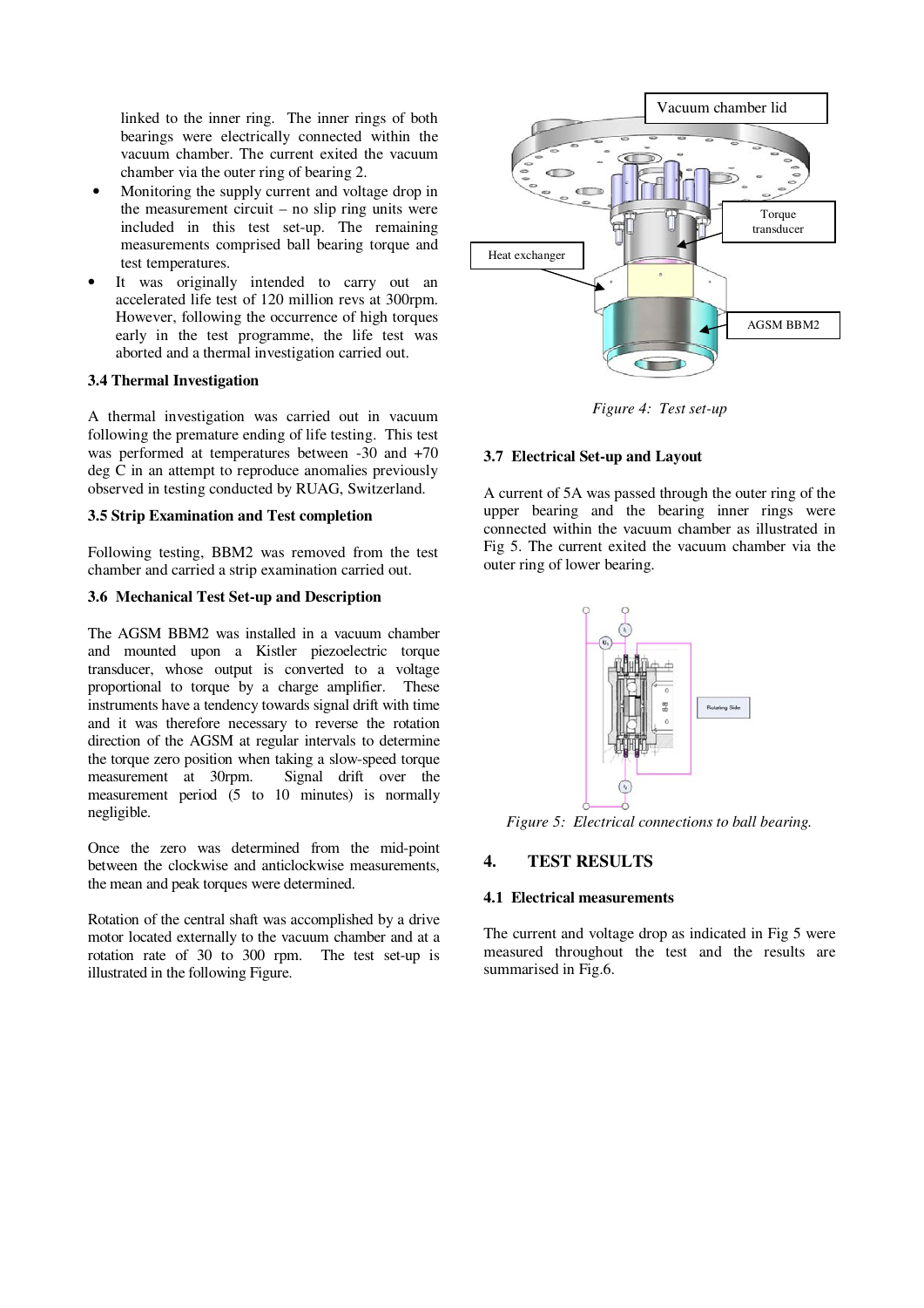linked to the inner ring. The inner rings of both bearings were electrically connected within the vacuum chamber. The current exited the vacuum chamber via the outer ring of bearing 2.

- Monitoring the supply current and voltage drop in the measurement circuit – no slip ring units were included in this test set-up. The remaining measurements comprised ball bearing torque and test temperatures.
- It was originally intended to carry out an accelerated life test of 120 million revs at 300rpm. However, following the occurrence of high torques early in the test programme, the life test was aborted and a thermal investigation carried out.

### 3.4 Thermal Investigation

A thermal investigation was carried out in vacuum following the premature ending of life testing. This test was performed at temperatures between -30 and +70 deg C in an attempt to reproduce anomalies previously observed in testing conducted by RUAG, Switzerland.

### 3.5 Strip Examination and Test completion

Following testing, BBM2 was removed from the test chamber and carried a strip examination carried out.

### 3.6 Mechanical Test Set-up and Description

The AGSM BBM2 was installed in a vacuum chamber and mounted upon a Kistler piezoelectric torque transducer, whose output is converted to a voltage proportional to torque by a charge amplifier. These instruments have a tendency towards signal drift with time and it was therefore necessary to reverse the rotation direction of the AGSM at regular intervals to determine the torque zero position when taking a slow-speed torque measurement at 30rpm. Signal drift over the measurement period (5 to 10 minutes) is normally negligible.

Once the zero was determined from the mid-point between the clockwise and anticlockwise measurements, the mean and peak torques were determined.

Rotation of the central shaft was accomplished by a drive motor located externally to the vacuum chamber and at a rotation rate of 30 to 300 rpm. The test set-up is illustrated in the following Figure.

*Figure 4: Test set-up*

### 3.7 Electrical Set-up and Layout

A current of 5A was passed through the outer ring of the upper bearing and the bearing inner rings were connected within the vacuum chamber as illustrated in Fig 5. The current exited the vacuum chamber via the outer ring of lower bearing.

*Figure 5: Electrical connections to ball bearing.*

## 4. TEST RESULTS

### 4.1 Electrical measurements

The current and voltage drop as indicated in Fig 5 were measured throughout the test and the results are summarised in Fig.6.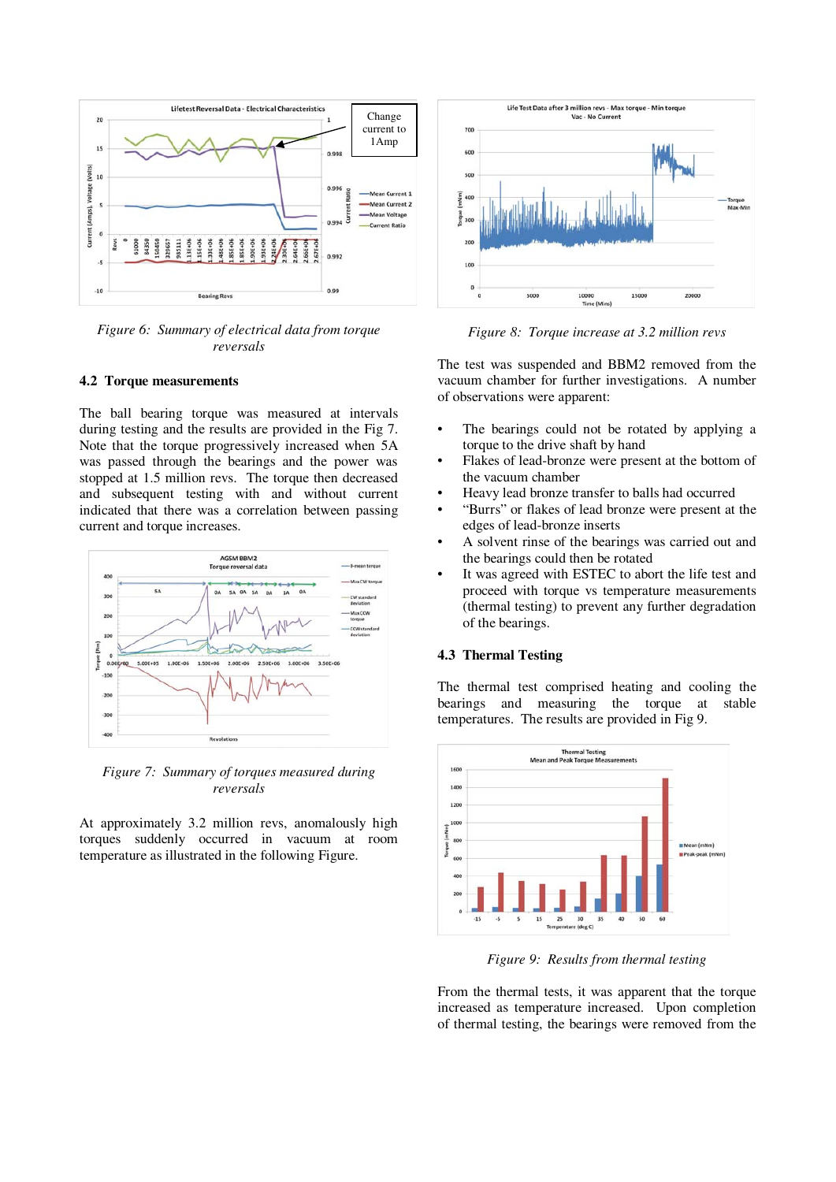*Figure 6: Summary of electrical data from torque reversals*

## 4.2 Torque measurements

The ball bearing torque was measured at intervals during testing and the results are provided in the Fig 7. Note that the torque progressively increased when 5A was passed through the bearings and the power was stopped at 1.5 million revs. The torque then decreased and subsequent testing with and without current indicated that there was a correlation between passing current and torque increases.

*Figure 7: Summary of torques measured during reversals*

At approximately 3.2 million revs, anomalously high torques suddenly occurred in vacuum at room temperature as illustrated in the following Figure.

*Figure 8: Torque increase at 3.2 million revs*

The test was suspended and BBM2 removed from the vacuum chamber for further investigations. A number of observations were apparent:

- The bearings could not be rotated by applying a torque to the drive shaft by hand
- Flakes of lead-bronze were present at the bottom of the vacuum chamber
- Heavy lead bronze transfer to balls had occurred
- "Burrs" or flakes of lead bronze were present at the edges of lead-bronze inserts
- A solvent rinse of the bearings was carried out and the bearings could then be rotated
- It was agreed with ESTEC to abort the life test and proceed with torque vs temperature measurements (thermal testing) to prevent any further degradation of the bearings.

## 4.3 Thermal Testing

The thermal test comprised heating and cooling the bearings and measuring the torque at stable temperatures. The results are provided in Fig 9.

*Figure 9: Results from thermal testing*

From the thermal tests, it was apparent that the torque increased as temperature increased. Upon completion of thermal testing, the bearings were removed from the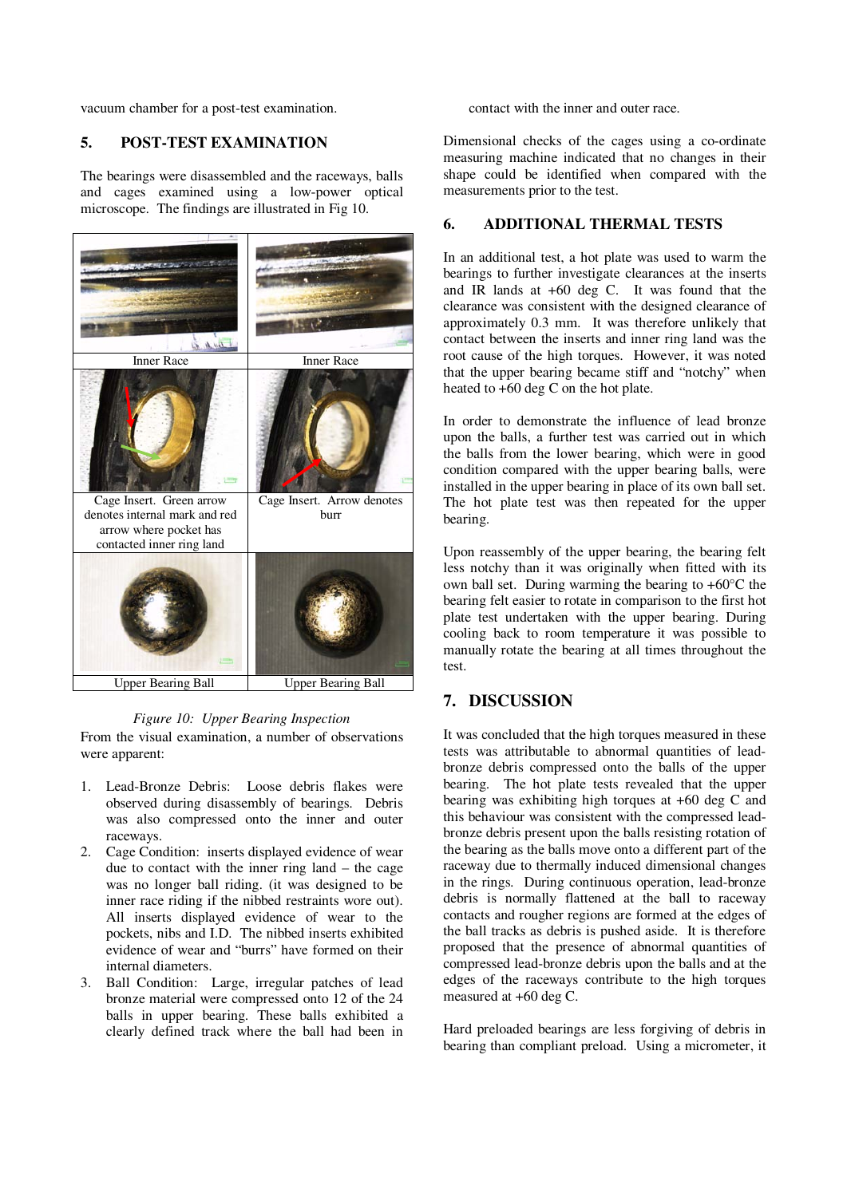vacuum chamber for a post-test examination.

## 5. POST-TEST EXAMINATION

The bearings were disassembled and the raceways, balls and cages examined using a low-power optical microscope. The findings are illustrated in Fig 10.

| Inner Race | Inner Race |
| --- | --- |
| Cage Insert. Green arrow denotes internal mark and red arrow where pocket has contacted inner ring land | Cage Insert. Arrow denotes burr |
| Upper Bearing Ball | Upper Bearing Ball |

*Figure 10: Upper Bearing Inspection*

From the visual examination, a number of observations were apparent:

1. Lead-Bronze Debris: Loose debris flakes were observed during disassembly of bearings. Debris was also compressed onto the inner and outer raceways.
2. Cage Condition: inserts displayed evidence of wear due to contact with the inner ring land – the cage was no longer ball riding. (it was designed to be inner race riding if the nibbed restraints wore out). All inserts displayed evidence of wear to the pockets, nibs and I.D. The nibbed inserts exhibited evidence of wear and "burrs" have formed on their internal diameters.
3. Ball Condition: Large, irregular patches of lead bronze material were compressed onto 12 of the 24 balls in upper bearing. These balls exhibited a clearly defined track where the ball had been in contact with the inner and outer race.

Dimensional checks of the cages using a co-ordinate measuring machine indicated that no changes in their shape could be identified when compared with the measurements prior to the test.

## 6. ADDITIONAL THERMAL TESTS

In an additional test, a hot plate was used to warm the bearings to further investigate clearances at the inserts and IR lands at +60 deg C. It was found that the clearance was consistent with the designed clearance of approximately 0.3 mm. It was therefore unlikely that contact between the inserts and inner ring land was the root cause of the high torques. However, it was noted that the upper bearing became stiff and "notchy" when heated to +60 deg C on the hot plate.

In order to demonstrate the influence of lead bronze upon the balls, a further test was carried out in which the balls from the lower bearing, which were in good condition compared with the upper bearing balls, were installed in the upper bearing in place of its own ball set. The hot plate test was then repeated for the upper bearing.

Upon reassembly of the upper bearing, the bearing felt less notchy than it was originally when fitted with its own ball set. During warming the bearing to +60°C the bearing felt easier to rotate in comparison to the first hot plate test undertaken with the upper bearing. During cooling back to room temperature it was possible to manually rotate the bearing at all times throughout the test.

## 7. DISCUSSION

It was concluded that the high torques measured in these tests was attributable to abnormal quantities of lead-bronze debris compressed onto the balls of the upper bearing. The hot plate tests revealed that the upper bearing was exhibiting high torques at +60 deg C and this behaviour was consistent with the compressed lead-bronze debris present upon the balls resisting rotation of the bearing as the balls move onto a different part of the raceway due to thermally induced dimensional changes in the rings. During continuous operation, lead-bronze debris is normally flattened at the ball to raceway contacts and rougher regions are formed at the edges of the ball tracks as debris is pushed aside. It is therefore proposed that the presence of abnormal quantities of compressed lead-bronze debris upon the balls and at the edges of the raceways contribute to the high torques measured at +60 deg C.

Hard preloaded bearings are less forgiving of debris in bearing than compliant preload. Using a micrometer, it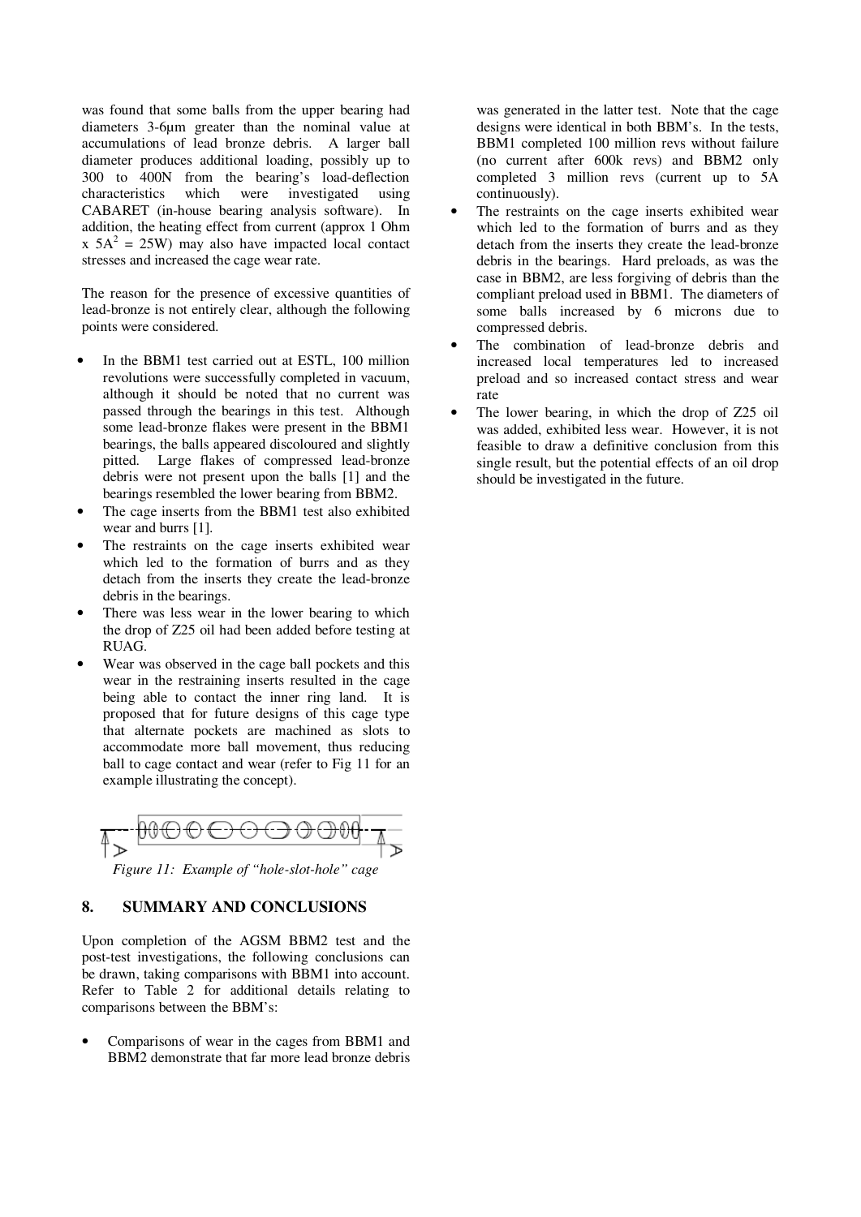was found that some balls from the upper bearing had diameters 3-6μm greater than the nominal value at accumulations of lead bronze debris. A larger ball diameter produces additional loading, possibly up to 300 to 400N from the bearing's load-deflection characteristics which were investigated using CABARET (in-house bearing analysis software). In addition, the heating effect from current (approx 1 Ohm x $5A^2$ = 25W) may also have impacted local contact stresses and increased the cage wear rate.

The reason for the presence of excessive quantities of lead-bronze is not entirely clear, although the following points were considered.

- In the BBM1 test carried out at ESTL, 100 million revolutions were successfully completed in vacuum, although it should be noted that no current was passed through the bearings in this test. Although some lead-bronze flakes were present in the BBM1 bearings, the balls appeared discoloured and slightly pitted. Large flakes of compressed lead-bronze debris were not present upon the balls [1] and the bearings resembled the lower bearing from BBM2.
- The cage inserts from the BBM1 test also exhibited wear and burrs [1].
- The restraints on the cage inserts exhibited wear which led to the formation of burrs and as they detach from the inserts they create the lead-bronze debris in the bearings.
- There was less wear in the lower bearing to which the drop of Z25 oil had been added before testing at RUAG.
- Wear was observed in the cage ball pockets and this wear in the restraining inserts resulted in the cage being able to contact the inner ring land. It is proposed that for future designs of this cage type that alternate pockets are machined as slots to accommodate more ball movement, thus reducing ball to cage contact and wear (refer to Fig 11 for an example illustrating the concept).

*Figure 11: Example of "hole-slot-hole" cage*

## 8. SUMMARY AND CONCLUSIONS

Upon completion of the AGSM BBM2 test and the post-test investigations, the following conclusions can be drawn, taking comparisons with BBM1 into account. Refer to Table 2 for additional details relating to comparisons between the BBM's:

- Comparisons of wear in the cages from BBM1 and BBM2 demonstrate that far more lead bronze debris was generated in the latter test. Note that the cage designs were identical in both BBM's. In the tests, BBM1 completed 100 million revs without failure (no current after 600k revs) and BBM2 only completed 3 million revs (current up to 5A continuously).
- The restraints on the cage inserts exhibited wear which led to the formation of burrs and as they detach from the inserts they create the lead-bronze debris in the bearings. Hard preloads, as was the case in BBM2, are less forgiving of debris than the compliant preload used in BBM1. The diameters of some balls increased by 6 microns due to compressed debris.
- The combination of lead-bronze debris and increased local temperatures led to increased preload and so increased contact stress and wear rate
- The lower bearing, in which the drop of Z25 oil was added, exhibited less wear. However, it is not feasible to draw a definitive conclusion from this single result, but the potential effects of an oil drop should be investigated in the future.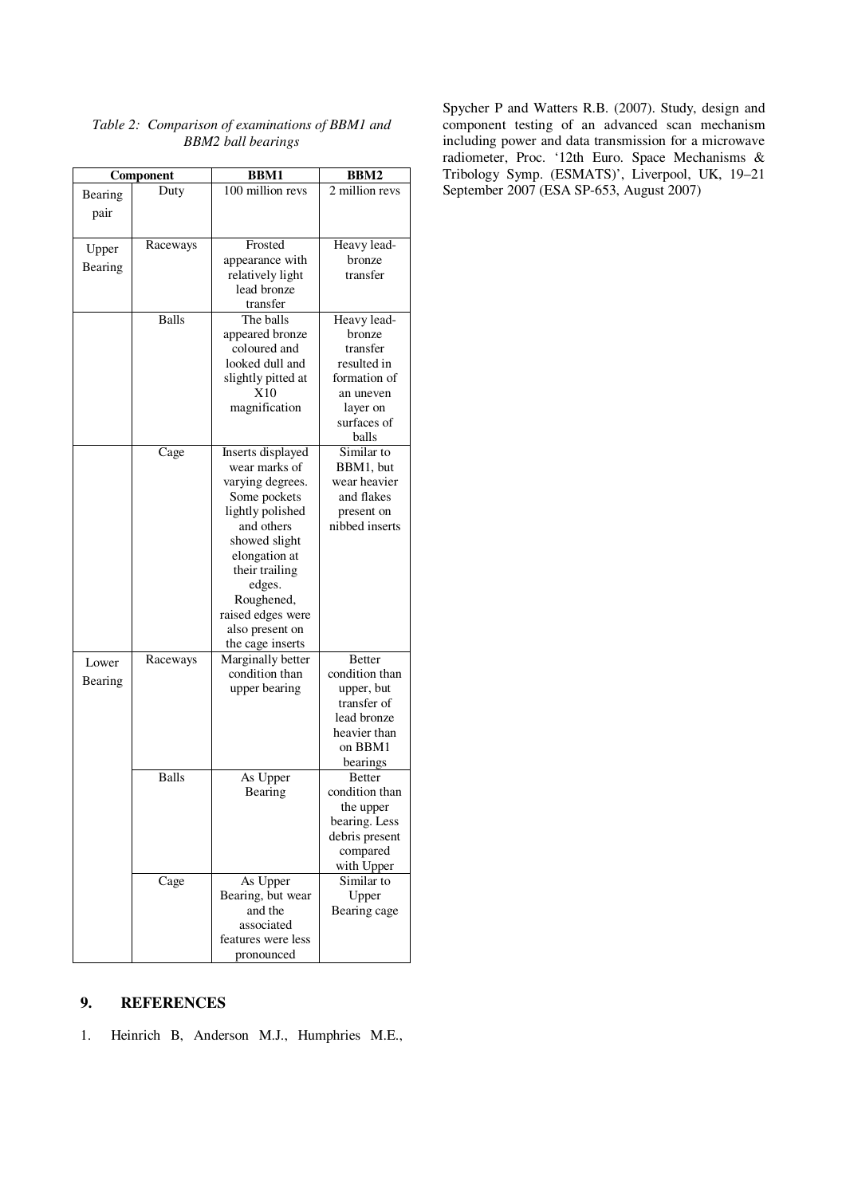*Table 2: Comparison of examinations of BBM1 and BBM2 ball bearings*

| Component | | BBM1 | BBM2 |
|---|---|---|---|
| Bearing pair | Duty | 100 million revs | 2 million revs |
| Upper Bearing | Raceways | Frosted appearance with relatively light lead bronze transfer | Heavy lead-bronze transfer |
| | Balls | The balls appeared bronze coloured and looked dull and slightly pitted at X10 magnification | Heavy lead-bronze transfer resulted in formation of an uneven layer on surfaces of balls |
| | Cage | Inserts displayed wear marks of varying degrees. Some pockets lightly polished and others showed slight elongation at their trailing edges. Roughened, raised edges were also present on the cage inserts | Similar to BBM1, but wear heavier and flakes present on nibbed inserts |
| Lower Bearing | Raceways | Marginally better condition than upper bearing | Better condition than upper, but transfer of lead bronze heavier than on BBM1 bearings |
| | Balls | As Upper Bearing | Better condition than the upper bearing. Less debris present compared with Upper |
| | Cage | As Upper Bearing, but wear and the associated features were less pronounced | Similar to Upper Bearing cage |

## 9. REFERENCES

1. Heinrich B, Anderson M.J., Humphries M.E., Spycher P and Watters R.B. (2007). Study, design and component testing of an advanced scan mechanism including power and data transmission for a microwave radiometer, Proc. '12th Euro. Space Mechanisms & Tribology Symp. (ESMATS)', Liverpool, UK, 19–21 September 2007 (ESA SP-653, August 2007)